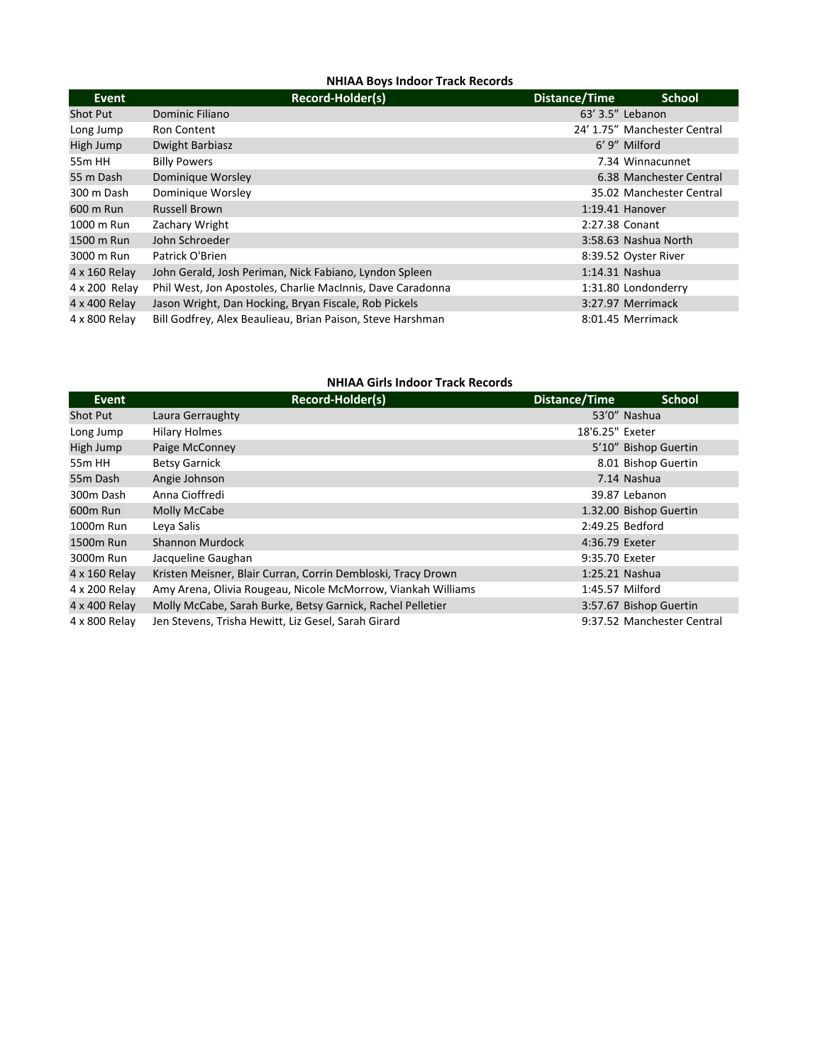## NHIAA Boys Indoor Track Records

| Event | Record-Holder(s) | Distance/Time | School |
| --- | --- | --- | --- |
| Shot Put | Dominic Filiano | 63' 3.5" | Lebanon |
| Long Jump | Ron Content | 24' 1.75" | Manchester Central |
| High Jump | Dwight Barbiasz | 6' 9" | Milford |
| 55m HH | Billy Powers | 7.34 | Winnacunnet |
| 55 m Dash | Dominique Worsley | 6.38 | Manchester Central |
| 300 m Dash | Dominique Worsley | 35.02 | Manchester Central |
| 600 m Run | Russell Brown | 1:19.41 | Hanover |
| 1000 m Run | Zachary Wright | 2:27.38 | Conant |
| 1500 m Run | John Schroeder | 3:58.63 | Nashua North |
| 3000 m Run | Patrick O'Brien | 8:39.52 | Oyster River |
| 4 x 160 Relay | John Gerald, Josh Periman, Nick Fabiano, Lyndon Spleen | 1:14.31 | Nashua |
| 4 x 200 Relay | Phil West, Jon Apostoles, Charlie MacInnis, Dave Caradonna | 1:31.80 | Londonderry |
| 4 x 400 Relay | Jason Wright, Dan Hocking, Bryan Fiscale, Rob Pickels | 3:27.97 | Merrimack |
| 4 x 800 Relay | Bill Godfrey, Alex Beaulieau, Brian Paison, Steve Harshman | 8:01.45 | Merrimack |

## NHIAA Girls Indoor Track Records

| Event | Record-Holder(s) | Distance/Time | School |
| --- | --- | --- | --- |
| Shot Put | Laura Gerraughty | 53'0" | Nashua |
| Long Jump | Hilary Holmes | 18'6.25" | Exeter |
| High Jump | Paige McConney | 5'10" | Bishop Guertin |
| 55m HH | Betsy Garnick | 8.01 | Bishop Guertin |
| 55m Dash | Angie Johnson | 7.14 | Nashua |
| 300m Dash | Anna Cioffredi | 39.87 | Lebanon |
| 600m Run | Molly McCabe | 1.32.00 | Bishop Guertin |
| 1000m Run | Leya Salis | 2:49.25 | Bedford |
| 1500m Run | Shannon Murdock | 4:36.79 | Exeter |
| 3000m Run | Jacqueline Gaughan | 9:35.70 | Exeter |
| 4 x 160 Relay | Kristen Meisner, Blair Curran, Corrin Dembloski, Tracy Drown | 1:25.21 | Nashua |
| 4 x 200 Relay | Amy Arena, Olivia Rougeau, Nicole McMorrow, Viankah Williams | 1:45.57 | Milford |
| 4 x 400 Relay | Molly McCabe, Sarah Burke, Betsy Garnick, Rachel Pelletier | 3:57.67 | Bishop Guertin |
| 4 x 800 Relay | Jen Stevens, Trisha Hewitt, Liz Gesel, Sarah Girard | 9:37.52 | Manchester Central |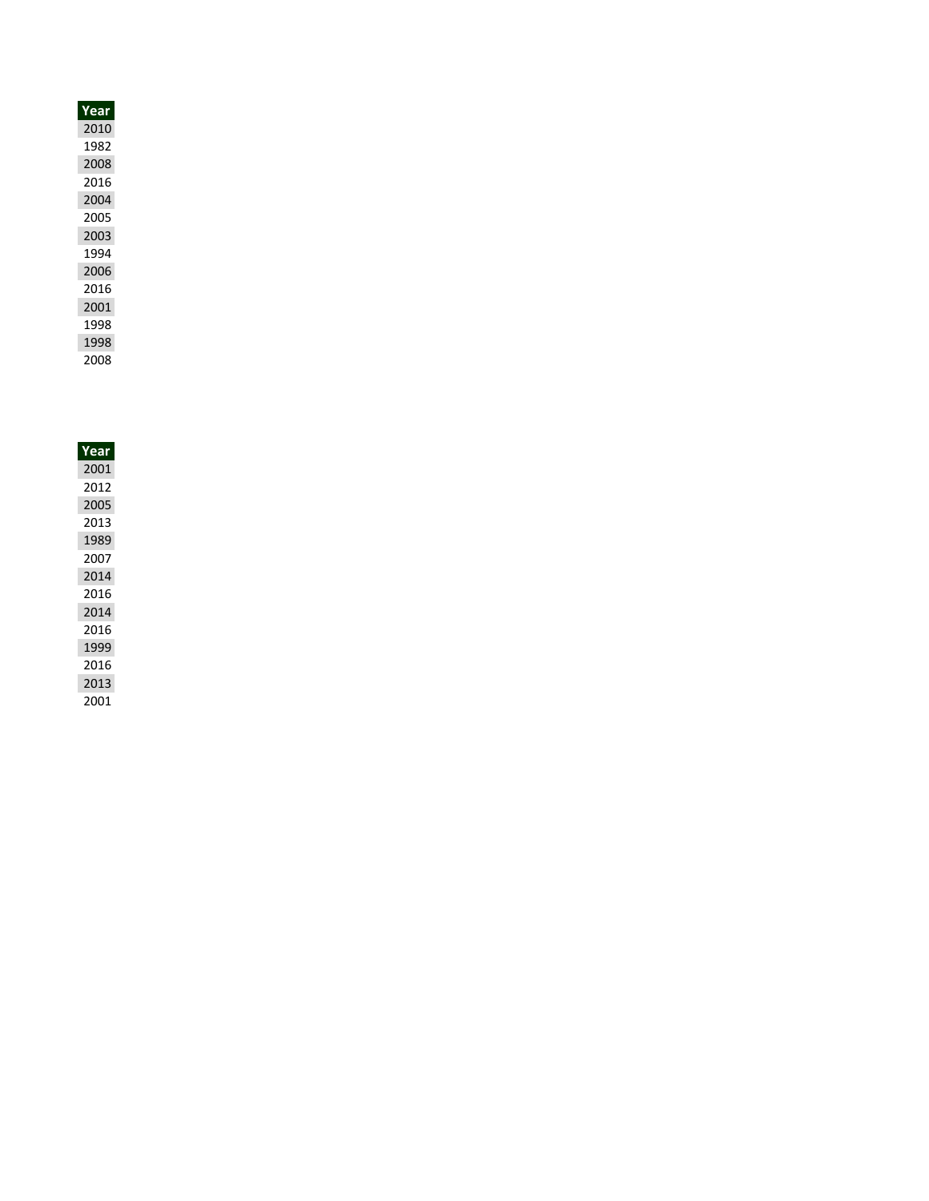| Year |
| --- |
| 2010 |
| 1982 |
| 2008 |
| 2016 |
| 2004 |
| 2005 |
| 2003 |
| 1994 |
| 2006 |
| 2016 |
| 2001 |
| 1998 |
| 1998 |
| 2008 |

| Year |
| --- |
| 2001 |
| 2012 |
| 2005 |
| 2013 |
| 1989 |
| 2007 |
| 2014 |
| 2016 |
| 2014 |
| 2016 |
| 1999 |
| 2016 |
| 2013 |
| 2001 |